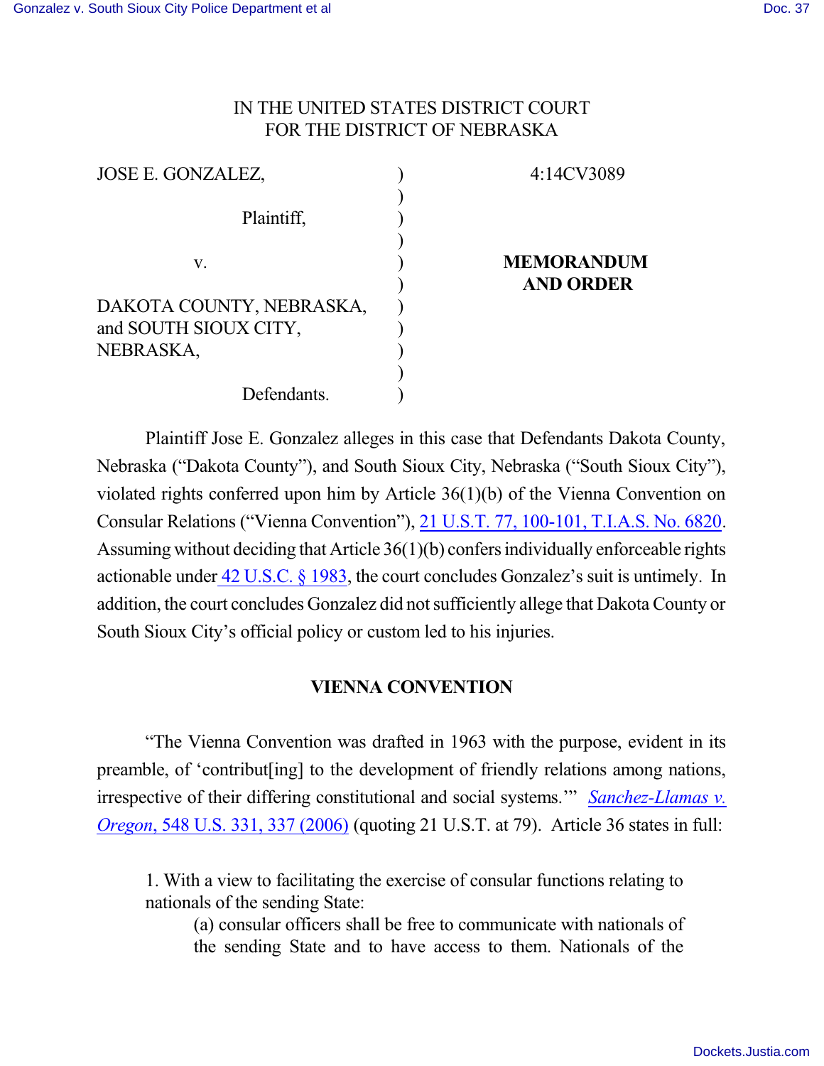IN THE UNITED STATES DISTRICT COURT
FOR THE DISTRICT OF NEBRASKA

| | | |
|---|---|---|
| JOSE E. GONZALEZ, | ) | 4:14CV3089 |
| Plaintiff, | ) | |
| v. | ) | **MEMORANDUM AND ORDER** |
| DAKOTA COUNTY, NEBRASKA, and SOUTH SIOUX CITY, NEBRASKA, | ) | |
| Defendants. | ) | |

Plaintiff Jose E. Gonzalez alleges in this case that Defendants Dakota County, Nebraska ("Dakota County"), and South Sioux City, Nebraska ("South Sioux City"), violated rights conferred upon him by Article 36(1)(b) of the Vienna Convention on Consular Relations ("Vienna Convention"), 21 U.S.T. 77, 100-101, T.I.A.S. No. 6820. Assuming without deciding that Article 36(1)(b) confers individually enforceable rights actionable under 42 U.S.C. § 1983, the court concludes Gonzalez's suit is untimely. In addition, the court concludes Gonzalez did not sufficiently allege that Dakota County or South Sioux City's official policy or custom led to his injuries.

## VIENNA CONVENTION

"The Vienna Convention was drafted in 1963 with the purpose, evident in its preamble, of 'contribut[ing] to the development of friendly relations among nations, irrespective of their differing constitutional and social systems.'" *Sanchez-Llamas v. Oregon*, 548 U.S. 331, 337 (2006) (quoting 21 U.S.T. at 79). Article 36 states in full:

> 1. With a view to facilitating the exercise of consular functions relating to nationals of the sending State:
>
> > (a) consular officers shall be free to communicate with nationals of the sending State and to have access to them. Nationals of the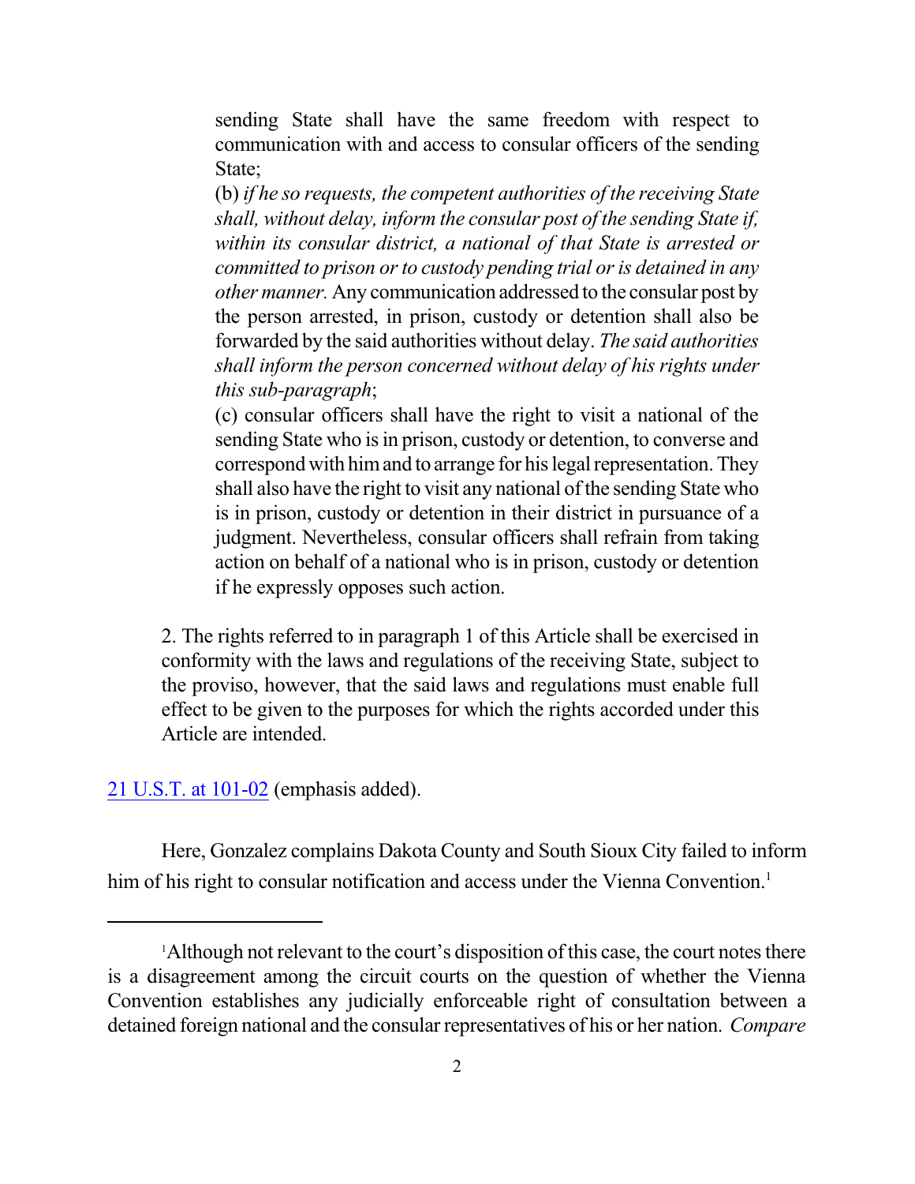> sending State shall have the same freedom with respect to communication with and access to consular officers of the sending State;
>
> (b) *if he so requests, the competent authorities of the receiving State shall, without delay, inform the consular post of the sending State if, within its consular district, a national of that State is arrested or committed to prison or to custody pending trial or is detained in any other manner.* Any communication addressed to the consular post by the person arrested, in prison, custody or detention shall also be forwarded by the said authorities without delay. *The said authorities shall inform the person concerned without delay of his rights under this sub-paragraph*;
>
> (c) consular officers shall have the right to visit a national of the sending State who is in prison, custody or detention, to converse and correspond with him and to arrange for his legal representation. They shall also have the right to visit any national of the sending State who is in prison, custody or detention in their district in pursuance of a judgment. Nevertheless, consular officers shall refrain from taking action on behalf of a national who is in prison, custody or detention if he expressly opposes such action.
>
> 2. The rights referred to in paragraph 1 of this Article shall be exercised in conformity with the laws and regulations of the receiving State, subject to the proviso, however, that the said laws and regulations must enable full effect to be given to the purposes for which the rights accorded under this Article are intended.

21 U.S.T. at 101-02 (emphasis added).

Here, Gonzalez complains Dakota County and South Sioux City failed to inform him of his right to consular notification and access under the Vienna Convention.[1]

---

[1] Although not relevant to the court's disposition of this case, the court notes there is a disagreement among the circuit courts on the question of whether the Vienna Convention establishes any judicially enforceable right of consultation between a detained foreign national and the consular representatives of his or her nation. *Compare*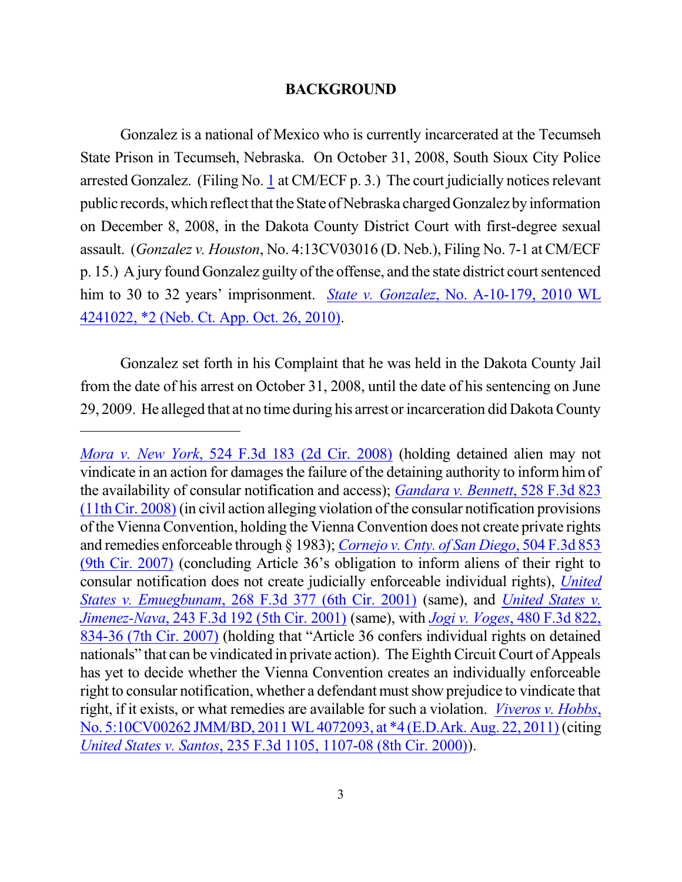## BACKGROUND

Gonzalez is a national of Mexico who is currently incarcerated at the Tecumseh State Prison in Tecumseh, Nebraska. On October 31, 2008, South Sioux City Police arrested Gonzalez. (Filing No. 1 at CM/ECF p. 3.) The court judicially notices relevant public records, which reflect that the State of Nebraska charged Gonzalez by information on December 8, 2008, in the Dakota County District Court with first-degree sexual assault. (*Gonzalez v. Houston*, No. 4:13CV03016 (D. Neb.), Filing No. 7-1 at CM/ECF p. 15.) A jury found Gonzalez guilty of the offense, and the state district court sentenced him to 30 to 32 years' imprisonment. *State v. Gonzalez*, No. A-10-179, 2010 WL 4241022, *2 (Neb. Ct. App. Oct. 26, 2010).

Gonzalez set forth in his Complaint that he was held in the Dakota County Jail from the date of his arrest on October 31, 2008, until the date of his sentencing on June 29, 2009. He alleged that at no time during his arrest or incarceration did Dakota County

---

*Mora v. New York*, 524 F.3d 183 (2d Cir. 2008) (holding detained alien may not vindicate in an action for damages the failure of the detaining authority to inform him of the availability of consular notification and access); *Gandara v. Bennett*, 528 F.3d 823 (11th Cir. 2008) (in civil action alleging violation of the consular notification provisions of the Vienna Convention, holding the Vienna Convention does not create private rights and remedies enforceable through § 1983); *Cornejo v. Cnty. of San Diego*, 504 F.3d 853 (9th Cir. 2007) (concluding Article 36's obligation to inform aliens of their right to consular notification does not create judicially enforceable individual rights), *United States v. Emuegbunam*, 268 F.3d 377 (6th Cir. 2001) (same), and *United States v. Jimenez-Nava*, 243 F.3d 192 (5th Cir. 2001) (same), with *Jogi v. Voges*, 480 F.3d 822, 834-36 (7th Cir. 2007) (holding that "Article 36 confers individual rights on detained nationals" that can be vindicated in private action). The Eighth Circuit Court of Appeals has yet to decide whether the Vienna Convention creates an individually enforceable right to consular notification, whether a defendant must show prejudice to vindicate that right, if it exists, or what remedies are available for such a violation. *Viveros v. Hobbs*, No. 5:10CV00262 JMM/BD, 2011 WL 4072093, at *4 (E.D.Ark. Aug. 22, 2011) (citing *United States v. Santos*, 235 F.3d 1105, 1107-08 (8th Cir. 2000)).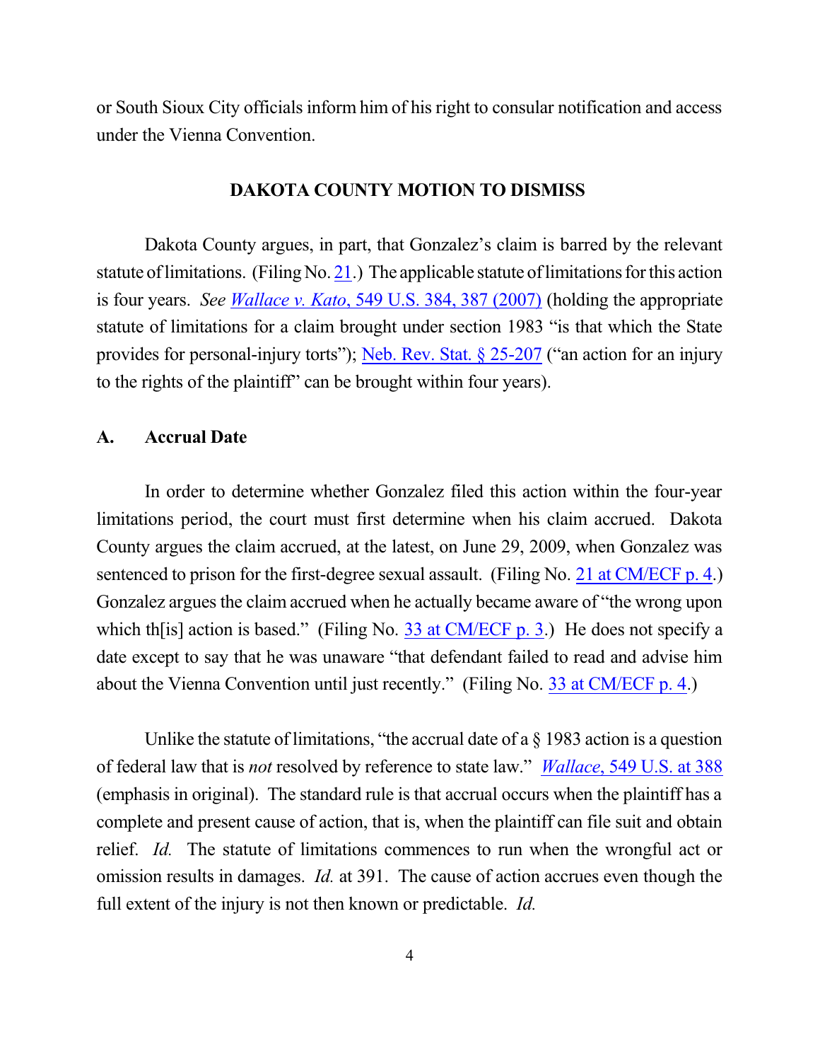or South Sioux City officials inform him of his right to consular notification and access under the Vienna Convention.

## DAKOTA COUNTY MOTION TO DISMISS

Dakota County argues, in part, that Gonzalez's claim is barred by the relevant statute of limitations. (Filing No. 21.) The applicable statute of limitations for this action is four years. *See Wallace v. Kato*, 549 U.S. 384, 387 (2007) (holding the appropriate statute of limitations for a claim brought under section 1983 "is that which the State provides for personal-injury torts"); Neb. Rev. Stat. § 25-207 ("an action for an injury to the rights of the plaintiff" can be brought within four years).

### A. Accrual Date

In order to determine whether Gonzalez filed this action within the four-year limitations period, the court must first determine when his claim accrued. Dakota County argues the claim accrued, at the latest, on June 29, 2009, when Gonzalez was sentenced to prison for the first-degree sexual assault. (Filing No. 21 at CM/ECF p. 4.) Gonzalez argues the claim accrued when he actually became aware of "the wrong upon which th[is] action is based." (Filing No. 33 at CM/ECF p. 3.) He does not specify a date except to say that he was unaware "that defendant failed to read and advise him about the Vienna Convention until just recently." (Filing No. 33 at CM/ECF p. 4.)

Unlike the statute of limitations, "the accrual date of a § 1983 action is a question of federal law that is *not* resolved by reference to state law." *Wallace*, 549 U.S. at 388 (emphasis in original). The standard rule is that accrual occurs when the plaintiff has a complete and present cause of action, that is, when the plaintiff can file suit and obtain relief. *Id.* The statute of limitations commences to run when the wrongful act or omission results in damages. *Id.* at 391. The cause of action accrues even though the full extent of the injury is not then known or predictable. *Id.*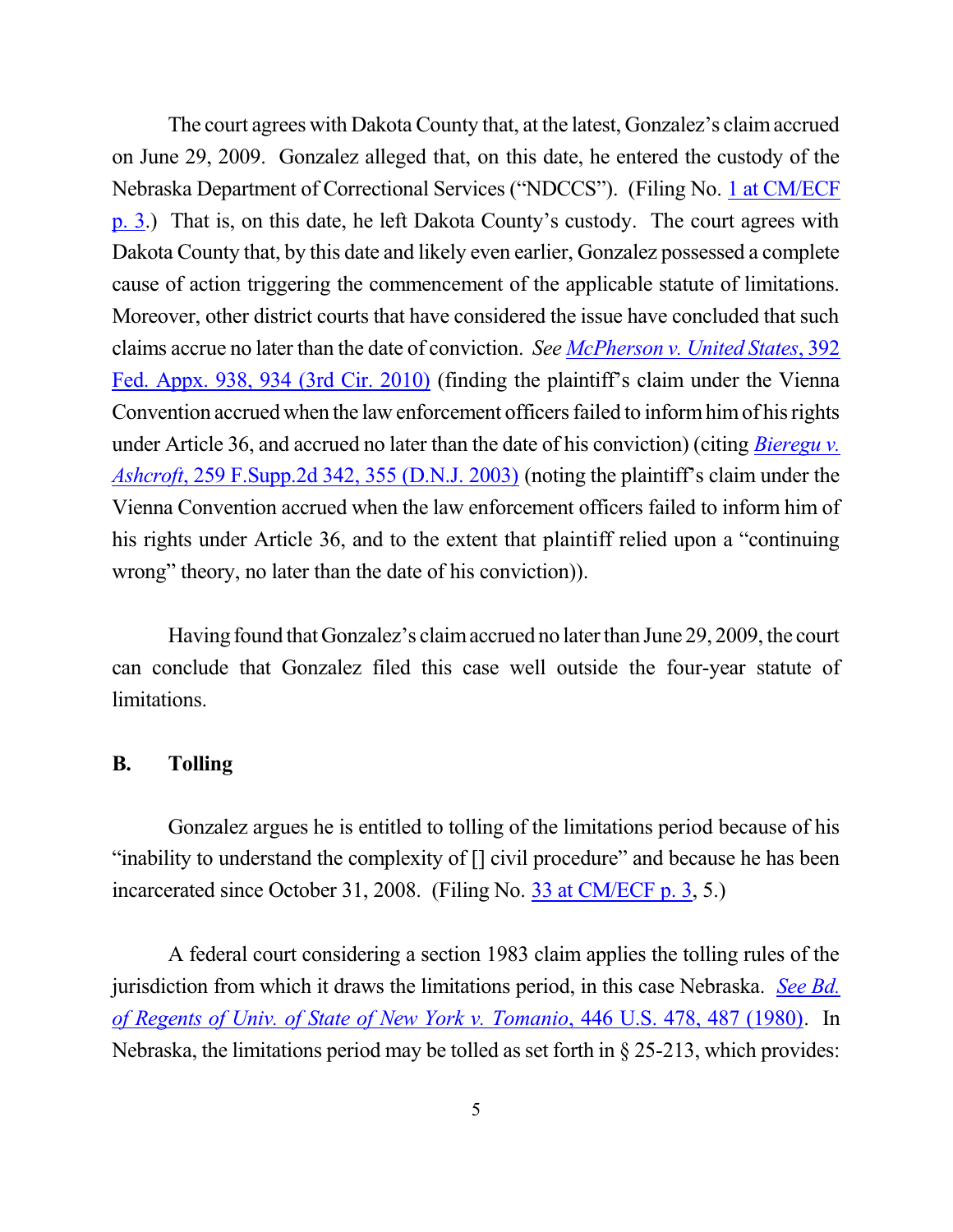The court agrees with Dakota County that, at the latest, Gonzalez's claim accrued on June 29, 2009. Gonzalez alleged that, on this date, he entered the custody of the Nebraska Department of Correctional Services ("NDCCS"). (Filing No. 1 at CM/ECF p. 3.) That is, on this date, he left Dakota County's custody. The court agrees with Dakota County that, by this date and likely even earlier, Gonzalez possessed a complete cause of action triggering the commencement of the applicable statute of limitations. Moreover, other district courts that have considered the issue have concluded that such claims accrue no later than the date of conviction. *See* *McPherson v. United States*, 392 Fed. Appx. 938, 934 (3rd Cir. 2010) (finding the plaintiff's claim under the Vienna Convention accrued when the law enforcement officers failed to inform him of his rights under Article 36, and accrued no later than the date of his conviction) (citing *Bieregu v. Ashcroft*, 259 F.Supp.2d 342, 355 (D.N.J. 2003) (noting the plaintiff's claim under the Vienna Convention accrued when the law enforcement officers failed to inform him of his rights under Article 36, and to the extent that plaintiff relied upon a "continuing wrong" theory, no later than the date of his conviction)).

Having found that Gonzalez's claim accrued no later than June 29, 2009, the court can conclude that Gonzalez filed this case well outside the four-year statute of limitations.

### B. Tolling

Gonzalez argues he is entitled to tolling of the limitations period because of his "inability to understand the complexity of [] civil procedure" and because he has been incarcerated since October 31, 2008. (Filing No. 33 at CM/ECF p. 3, 5.)

A federal court considering a section 1983 claim applies the tolling rules of the jurisdiction from which it draws the limitations period, in this case Nebraska. *See Bd. of Regents of Univ. of State of New York v. Tomanio*, 446 U.S. 478, 487 (1980). In Nebraska, the limitations period may be tolled as set forth in § 25-213, which provides: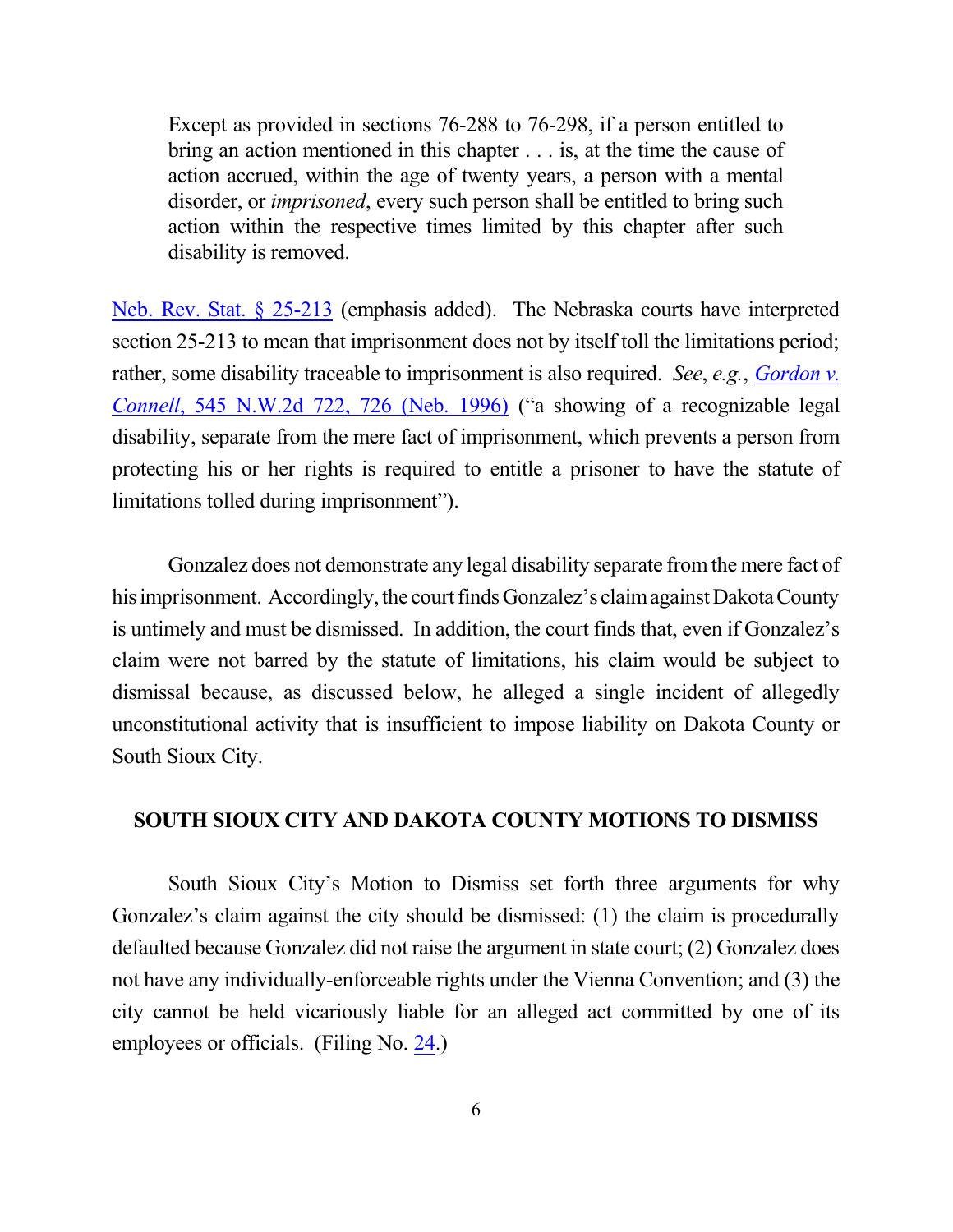> Except as provided in sections 76-288 to 76-298, if a person entitled to bring an action mentioned in this chapter . . . is, at the time the cause of action accrued, within the age of twenty years, a person with a mental disorder, or *imprisoned*, every such person shall be entitled to bring such action within the respective times limited by this chapter after such disability is removed.

Neb. Rev. Stat. § 25-213 (emphasis added). The Nebraska courts have interpreted section 25-213 to mean that imprisonment does not by itself toll the limitations period; rather, some disability traceable to imprisonment is also required. *See*, *e.g.*, *Gordon v. Connell*, 545 N.W.2d 722, 726 (Neb. 1996) ("a showing of a recognizable legal disability, separate from the mere fact of imprisonment, which prevents a person from protecting his or her rights is required to entitle a prisoner to have the statute of limitations tolled during imprisonment").

Gonzalez does not demonstrate any legal disability separate from the mere fact of his imprisonment. Accordingly, the court finds Gonzalez's claim against Dakota County is untimely and must be dismissed. In addition, the court finds that, even if Gonzalez's claim were not barred by the statute of limitations, his claim would be subject to dismissal because, as discussed below, he alleged a single incident of allegedly unconstitutional activity that is insufficient to impose liability on Dakota County or South Sioux City.

## SOUTH SIOUX CITY AND DAKOTA COUNTY MOTIONS TO DISMISS

South Sioux City's Motion to Dismiss set forth three arguments for why Gonzalez's claim against the city should be dismissed: (1) the claim is procedurally defaulted because Gonzalez did not raise the argument in state court; (2) Gonzalez does not have any individually-enforceable rights under the Vienna Convention; and (3) the city cannot be held vicariously liable for an alleged act committed by one of its employees or officials. (Filing No. 24.)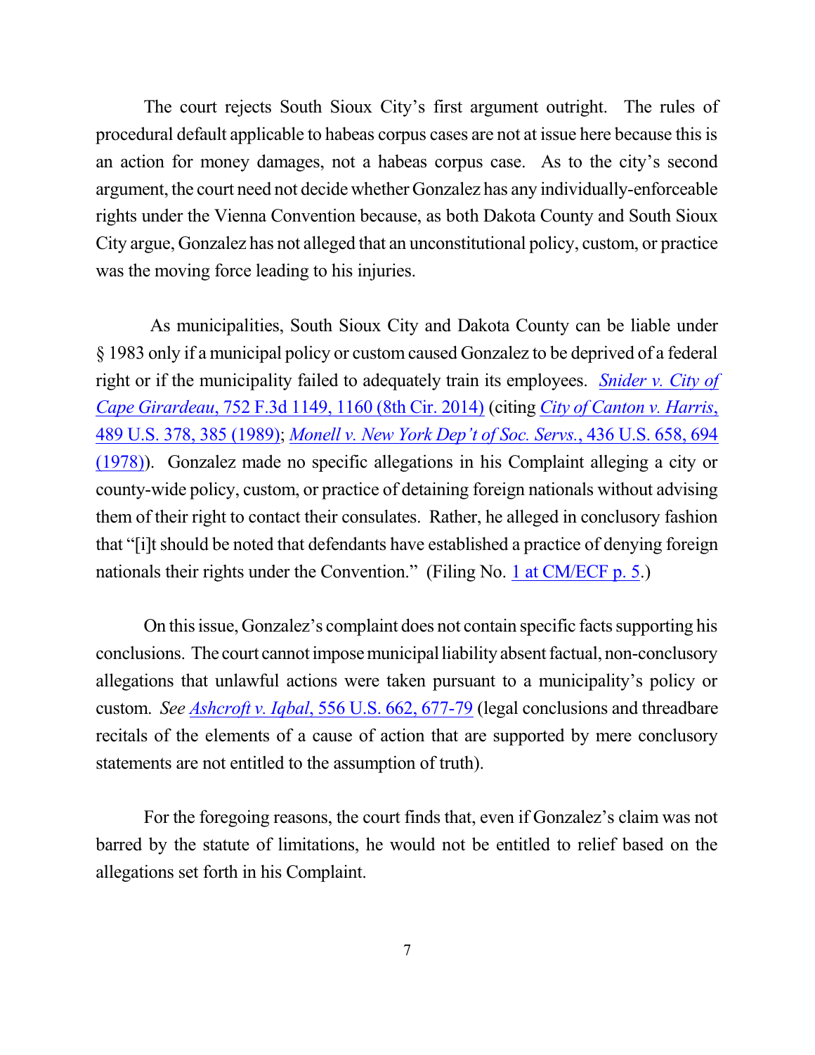The court rejects South Sioux City's first argument outright. The rules of procedural default applicable to habeas corpus cases are not at issue here because this is an action for money damages, not a habeas corpus case. As to the city's second argument, the court need not decide whether Gonzalez has any individually-enforceable rights under the Vienna Convention because, as both Dakota County and South Sioux City argue, Gonzalez has not alleged that an unconstitutional policy, custom, or practice was the moving force leading to his injuries.

As municipalities, South Sioux City and Dakota County can be liable under § 1983 only if a municipal policy or custom caused Gonzalez to be deprived of a federal right or if the municipality failed to adequately train its employees. *Snider v. City of Cape Girardeau*, 752 F.3d 1149, 1160 (8th Cir. 2014) (citing *City of Canton v. Harris*, 489 U.S. 378, 385 (1989); *Monell v. New York Dep't of Soc. Servs.*, 436 U.S. 658, 694 (1978)). Gonzalez made no specific allegations in his Complaint alleging a city or county-wide policy, custom, or practice of detaining foreign nationals without advising them of their right to contact their consulates. Rather, he alleged in conclusory fashion that "[i]t should be noted that defendants have established a practice of denying foreign nationals their rights under the Convention." (Filing No. 1 at CM/ECF p. 5.)

On this issue, Gonzalez's complaint does not contain specific facts supporting his conclusions. The court cannot impose municipal liability absent factual, non-conclusory allegations that unlawful actions were taken pursuant to a municipality's policy or custom. *See Ashcroft v. Iqbal*, 556 U.S. 662, 677-79 (legal conclusions and threadbare recitals of the elements of a cause of action that are supported by mere conclusory statements are not entitled to the assumption of truth).

For the foregoing reasons, the court finds that, even if Gonzalez's claim was not barred by the statute of limitations, he would not be entitled to relief based on the allegations set forth in his Complaint.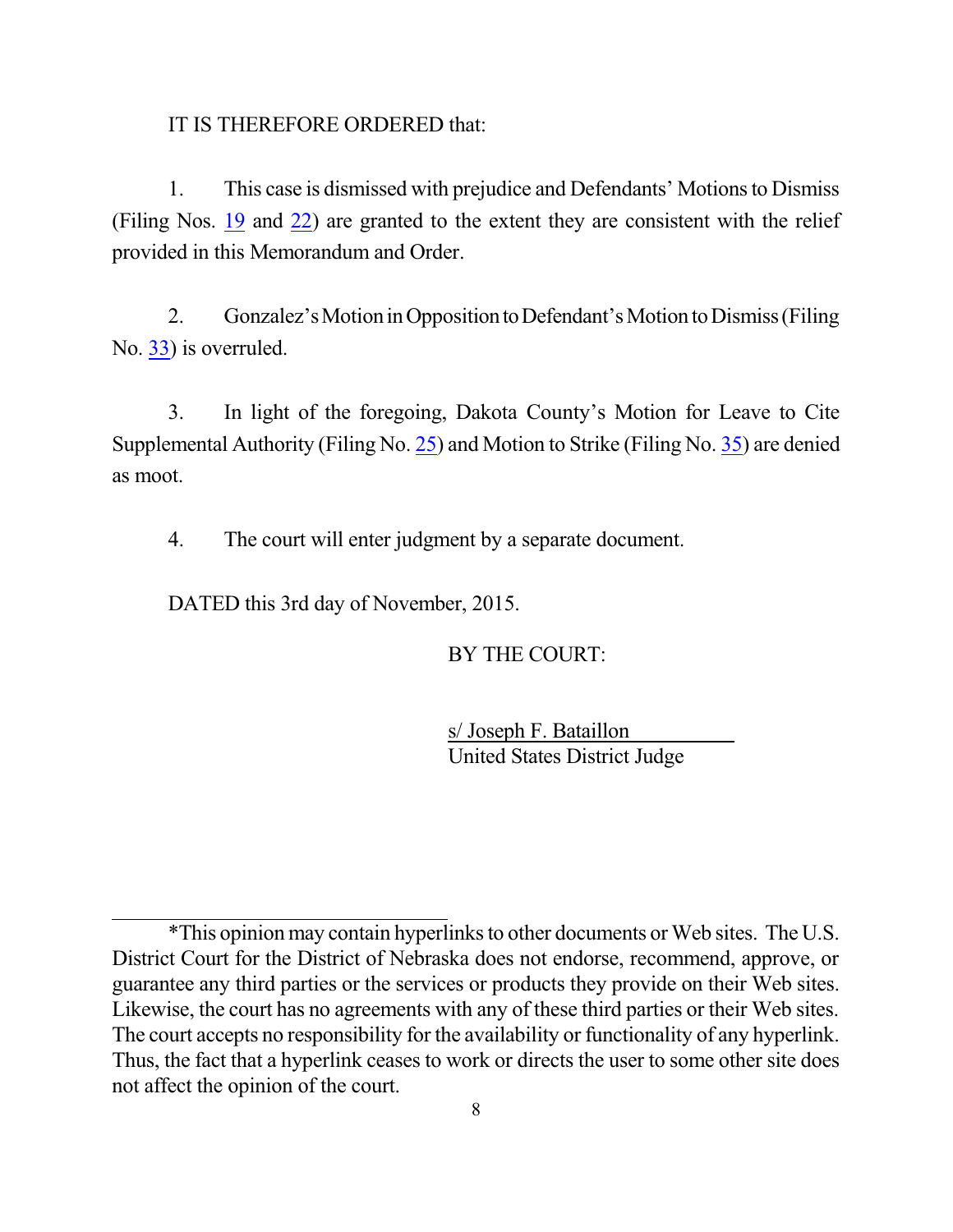IT IS THEREFORE ORDERED that:

1. This case is dismissed with prejudice and Defendants' Motions to Dismiss (Filing Nos. 19 and 22) are granted to the extent they are consistent with the relief provided in this Memorandum and Order.

2. Gonzalez's Motion in Opposition to Defendant's Motion to Dismiss (Filing No. 33) is overruled.

3. In light of the foregoing, Dakota County's Motion for Leave to Cite Supplemental Authority (Filing No. 25) and Motion to Strike (Filing No. 35) are denied as moot.

4. The court will enter judgment by a separate document.

DATED this 3rd day of November, 2015.

BY THE COURT:

s/ Joseph F. Bataillon
United States District Judge

---

*This opinion may contain hyperlinks to other documents or Web sites. The U.S. District Court for the District of Nebraska does not endorse, recommend, approve, or guarantee any third parties or the services or products they provide on their Web sites. Likewise, the court has no agreements with any of these third parties or their Web sites. The court accepts no responsibility for the availability or functionality of any hyperlink. Thus, the fact that a hyperlink ceases to work or directs the user to some other site does not affect the opinion of the court.